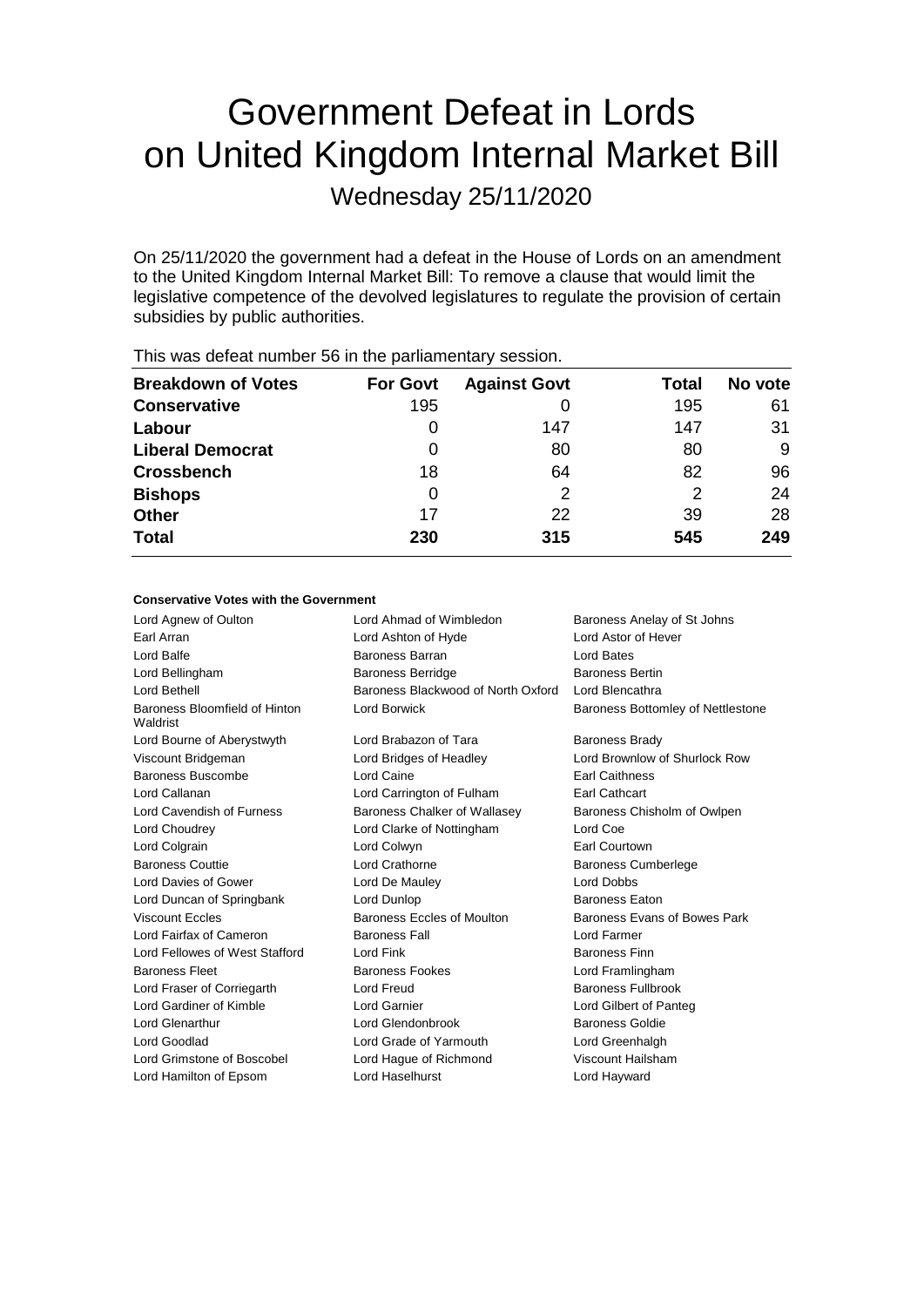# Government Defeat in Lords on United Kingdom Internal Market Bill

Wednesday 25/11/2020

On 25/11/2020 the government had a defeat in the House of Lords on an amendment to the United Kingdom Internal Market Bill: To remove a clause that would limit the legislative competence of the devolved legislatures to regulate the provision of certain subsidies by public authorities.

This was defeat number 56 in the parliamentary session.

| Breakdown of Votes | For Govt | Against Govt | Total | No vote |
|---|---|---|---|---|
| **Conservative** | 195 | 0 | 195 | 61 |
| **Labour** | 0 | 147 | 147 | 31 |
| **Liberal Democrat** | 0 | 80 | 80 | 9 |
| **Crossbench** | 18 | 64 | 82 | 96 |
| **Bishops** | 0 | 2 | 2 | 24 |
| **Other** | 17 | 22 | 39 | 28 |
| **Total** | **230** | **315** | **545** | **249** |

**Conservative Votes with the Government**

| | | |
|---|---|---|
| Lord Agnew of Oulton | Lord Ahmad of Wimbledon | Baroness Anelay of St Johns |
| Earl Arran | Lord Ashton of Hyde | Lord Astor of Hever |
| Lord Balfe | Baroness Barran | Lord Bates |
| Lord Bellingham | Baroness Berridge | Baroness Bertin |
| Lord Bethell | Baroness Blackwood of North Oxford | Lord Blencathra |
| Baroness Bloomfield of Hinton Waldrist | Lord Borwick | Baroness Bottomley of Nettlestone |
| Lord Bourne of Aberystwyth | Lord Brabazon of Tara | Baroness Brady |
| Viscount Bridgeman | Lord Bridges of Headley | Lord Brownlow of Shurlock Row |
| Baroness Buscombe | Lord Caine | Earl Caithness |
| Lord Callanan | Lord Carrington of Fulham | Earl Cathcart |
| Lord Cavendish of Furness | Baroness Chalker of Wallasey | Baroness Chisholm of Owlpen |
| Lord Choudrey | Lord Clarke of Nottingham | Lord Coe |
| Lord Colgrain | Lord Colwyn | Earl Courtown |
| Baroness Couttie | Lord Crathorne | Baroness Cumberlege |
| Lord Davies of Gower | Lord De Mauley | Lord Dobbs |
| Lord Duncan of Springbank | Lord Dunlop | Baroness Eaton |
| Viscount Eccles | Baroness Eccles of Moulton | Baroness Evans of Bowes Park |
| Lord Fairfax of Cameron | Baroness Fall | Lord Farmer |
| Lord Fellowes of West Stafford | Lord Fink | Baroness Finn |
| Baroness Fleet | Baroness Fookes | Lord Framlingham |
| Lord Fraser of Corriegarth | Lord Freud | Baroness Fullbrook |
| Lord Gardiner of Kimble | Lord Garnier | Lord Gilbert of Panteg |
| Lord Glenarthur | Lord Glendonbrook | Baroness Goldie |
| Lord Goodlad | Lord Grade of Yarmouth | Lord Greenhalgh |
| Lord Grimstone of Boscobel | Lord Hague of Richmond | Viscount Hailsham |
| Lord Hamilton of Epsom | Lord Haselhurst | Lord Hayward |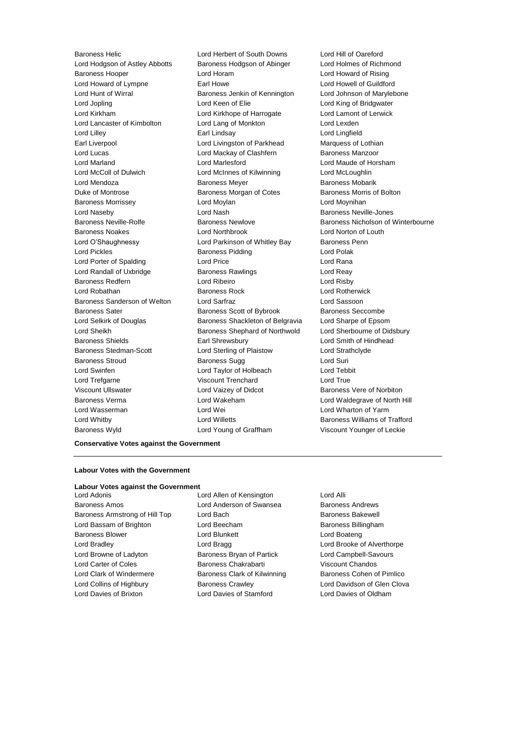Baroness Helic
Lord Herbert of South Downs
Lord Hill of Oareford
Lord Hodgson of Astley Abbotts
Baroness Hodgson of Abinger
Lord Holmes of Richmond
Baroness Hooper
Lord Horam
Lord Howard of Rising
Lord Howard of Lympne
Earl Howe
Lord Howell of Guildford
Lord Hunt of Wirral
Baroness Jenkin of Kennington
Lord Johnson of Marylebone
Lord Jopling
Lord Keen of Elie
Lord King of Bridgwater
Lord Kirkham
Lord Kirkhope of Harrogate
Lord Lamont of Lerwick
Lord Lancaster of Kimbolton
Lord Lang of Monkton
Lord Lexden
Lord Lilley
Earl Lindsay
Lord Lingfield
Earl Liverpool
Lord Livingston of Parkhead
Marquess of Lothian
Lord Lucas
Lord Mackay of Clashfern
Baroness Manzoor
Lord Marland
Lord Marlesford
Lord Maude of Horsham
Lord McColl of Dulwich
Lord McInnes of Kilwinning
Lord McLoughlin
Lord Mendoza
Baroness Meyer
Baroness Mobarik
Duke of Montrose
Baroness Morgan of Cotes
Baroness Morris of Bolton
Baroness Morrissey
Lord Moylan
Lord Moynihan
Lord Naseby
Lord Nash
Baroness Neville-Jones
Baroness Neville-Rolfe
Baroness Newlove
Baroness Nicholson of Winterbourne
Baroness Noakes
Lord Northbrook
Lord Norton of Louth
Lord O'Shaughnessy
Lord Parkinson of Whitley Bay
Baroness Penn
Lord Pickles
Baroness Pidding
Lord Polak
Lord Porter of Spalding
Lord Price
Lord Rana
Lord Randall of Uxbridge
Baroness Rawlings
Lord Reay
Baroness Redfern
Lord Ribeiro
Lord Risby
Lord Robathan
Baroness Rock
Lord Rotherwick
Baroness Sanderson of Welton
Lord Sarfraz
Lord Sassoon
Baroness Sater
Baroness Scott of Bybrook
Baroness Seccombe
Lord Selkirk of Douglas
Baroness Shackleton of Belgravia
Lord Sharpe of Epsom
Lord Sheikh
Baroness Shephard of Northwold
Lord Sherbourne of Didsbury
Baroness Shields
Earl Shrewsbury
Lord Smith of Hindhead
Baroness Stedman-Scott
Lord Sterling of Plaistow
Lord Strathclyde
Baroness Stroud
Baroness Sugg
Lord Suri
Lord Swinfen
Lord Taylor of Holbeach
Lord Tebbit
Lord Trefgarne
Viscount Trenchard
Lord True
Viscount Ullswater
Lord Vaizey of Didcot
Baroness Vere of Norbiton
Baroness Verma
Lord Wakeham
Lord Waldegrave of North Hill
Lord Wasserman
Lord Wei
Lord Wharton of Yarm
Lord Whitby
Lord Willetts
Baroness Williams of Trafford
Baroness Wyld
Lord Young of Graffham
Viscount Younger of Leckie

**Conservative Votes against the Government**

---

**Labour Votes with the Government**

**Labour Votes against the Government**

Lord Adonis
Lord Allen of Kensington
Lord Alli
Baroness Amos
Lord Anderson of Swansea
Baroness Andrews
Baroness Armstrong of Hill Top
Lord Bach
Baroness Bakewell
Lord Bassam of Brighton
Lord Beecham
Baroness Billingham
Baroness Blower
Lord Blunkett
Lord Boateng
Lord Bradley
Lord Bragg
Lord Brooke of Alverthorpe
Lord Browne of Ladyton
Baroness Bryan of Partick
Lord Campbell-Savours
Lord Carter of Coles
Baroness Chakrabarti
Viscount Chandos
Lord Clark of Windermere
Baroness Clark of Kilwinning
Baroness Cohen of Pimlico
Lord Collins of Highbury
Baroness Crawley
Lord Davidson of Glen Clova
Lord Davies of Brixton
Lord Davies of Stamford
Lord Davies of Oldham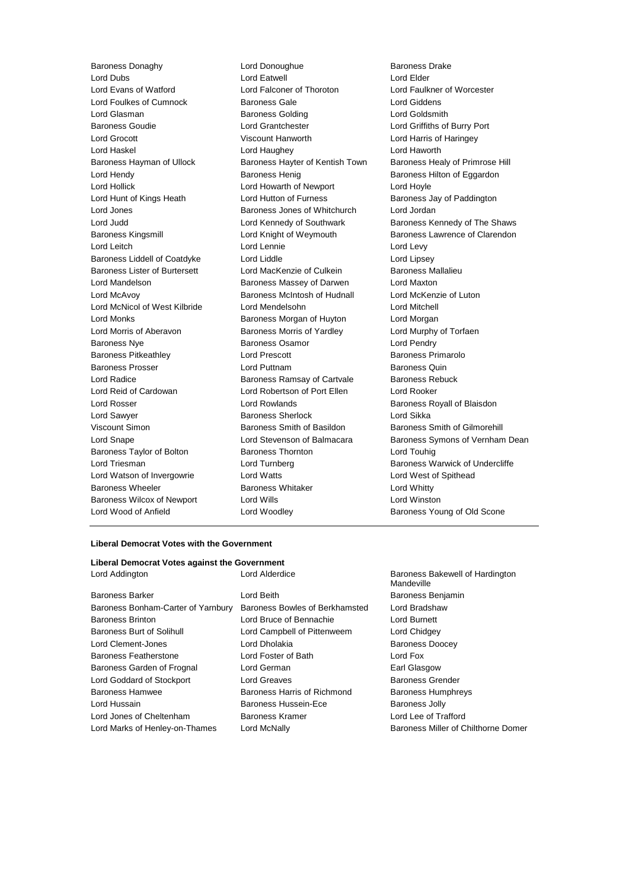Baroness Donaghy
Lord Donoughue
Baroness Drake
Lord Dubs
Lord Eatwell
Lord Elder
Lord Evans of Watford
Lord Falconer of Thoroton
Lord Faulkner of Worcester
Lord Foulkes of Cumnock
Baroness Gale
Lord Giddens
Lord Glasman
Baroness Golding
Lord Goldsmith
Baroness Goudie
Lord Grantchester
Lord Griffiths of Burry Port
Lord Grocott
Viscount Hanworth
Lord Harris of Haringey
Lord Haskel
Lord Haughey
Lord Haworth
Baroness Hayman of Ullock
Baroness Hayter of Kentish Town
Baroness Healy of Primrose Hill
Lord Hendy
Baroness Henig
Baroness Hilton of Eggardon
Lord Hollick
Lord Howarth of Newport
Lord Hoyle
Lord Hunt of Kings Heath
Lord Hutton of Furness
Baroness Jay of Paddington
Lord Jones
Baroness Jones of Whitchurch
Lord Jordan
Lord Judd
Lord Kennedy of Southwark
Baroness Kennedy of The Shaws
Baroness Kingsmill
Lord Knight of Weymouth
Baroness Lawrence of Clarendon
Lord Leitch
Lord Lennie
Lord Levy
Baroness Liddell of Coatdyke
Lord Liddle
Lord Lipsey
Baroness Lister of Burtersett
Lord MacKenzie of Culkein
Baroness Mallalieu
Lord Mandelson
Baroness Massey of Darwen
Lord Maxton
Lord McAvoy
Baroness McIntosh of Hudnall
Lord McKenzie of Luton
Lord McNicol of West Kilbride
Lord Mendelsohn
Lord Mitchell
Lord Monks
Baroness Morgan of Huyton
Lord Morgan
Lord Morris of Aberavon
Baroness Morris of Yardley
Lord Murphy of Torfaen
Baroness Nye
Baroness Osamor
Lord Pendry
Baroness Pitkeathley
Lord Prescott
Baroness Primarolo
Baroness Prosser
Lord Puttnam
Baroness Quin
Lord Radice
Baroness Ramsay of Cartvale
Baroness Rebuck
Lord Reid of Cardowan
Lord Robertson of Port Ellen
Lord Rooker
Lord Rosser
Lord Rowlands
Baroness Royall of Blaisdon
Lord Sawyer
Baroness Sherlock
Lord Sikka
Viscount Simon
Baroness Smith of Basildon
Baroness Smith of Gilmorehill
Lord Snape
Lord Stevenson of Balmacara
Baroness Symons of Vernham Dean
Baroness Taylor of Bolton
Baroness Thornton
Lord Touhig
Lord Triesman
Lord Turnberg
Baroness Warwick of Undercliffe
Lord Watson of Invergowrie
Lord Watts
Lord West of Spithead
Baroness Wheeler
Baroness Whitaker
Lord Whitty
Baroness Wilcox of Newport
Lord Wills
Lord Winston
Lord Wood of Anfield
Lord Woodley
Baroness Young of Old Scone

---

**Liberal Democrat Votes with the Government**

**Liberal Democrat Votes against the Government**

Lord Addington
Lord Alderdice
Baroness Bakewell of Hardington Mandeville
Baroness Barker
Lord Beith
Baroness Benjamin
Baroness Bonham-Carter of Yarnbury
Baroness Bowles of Berkhamsted
Lord Bradshaw
Baroness Brinton
Lord Bruce of Bennachie
Lord Burnett
Baroness Burt of Solihull
Lord Campbell of Pittenweem
Lord Chidgey
Lord Clement-Jones
Lord Dholakia
Baroness Doocey
Baroness Featherstone
Lord Foster of Bath
Lord Fox
Baroness Garden of Frognal
Lord German
Earl Glasgow
Lord Goddard of Stockport
Lord Greaves
Baroness Grender
Baroness Hamwee
Baroness Harris of Richmond
Baroness Humphreys
Lord Hussain
Baroness Hussein-Ece
Baroness Jolly
Lord Jones of Cheltenham
Baroness Kramer
Lord Lee of Trafford
Lord Marks of Henley-on-Thames
Lord McNally
Baroness Miller of Chilthorne Domer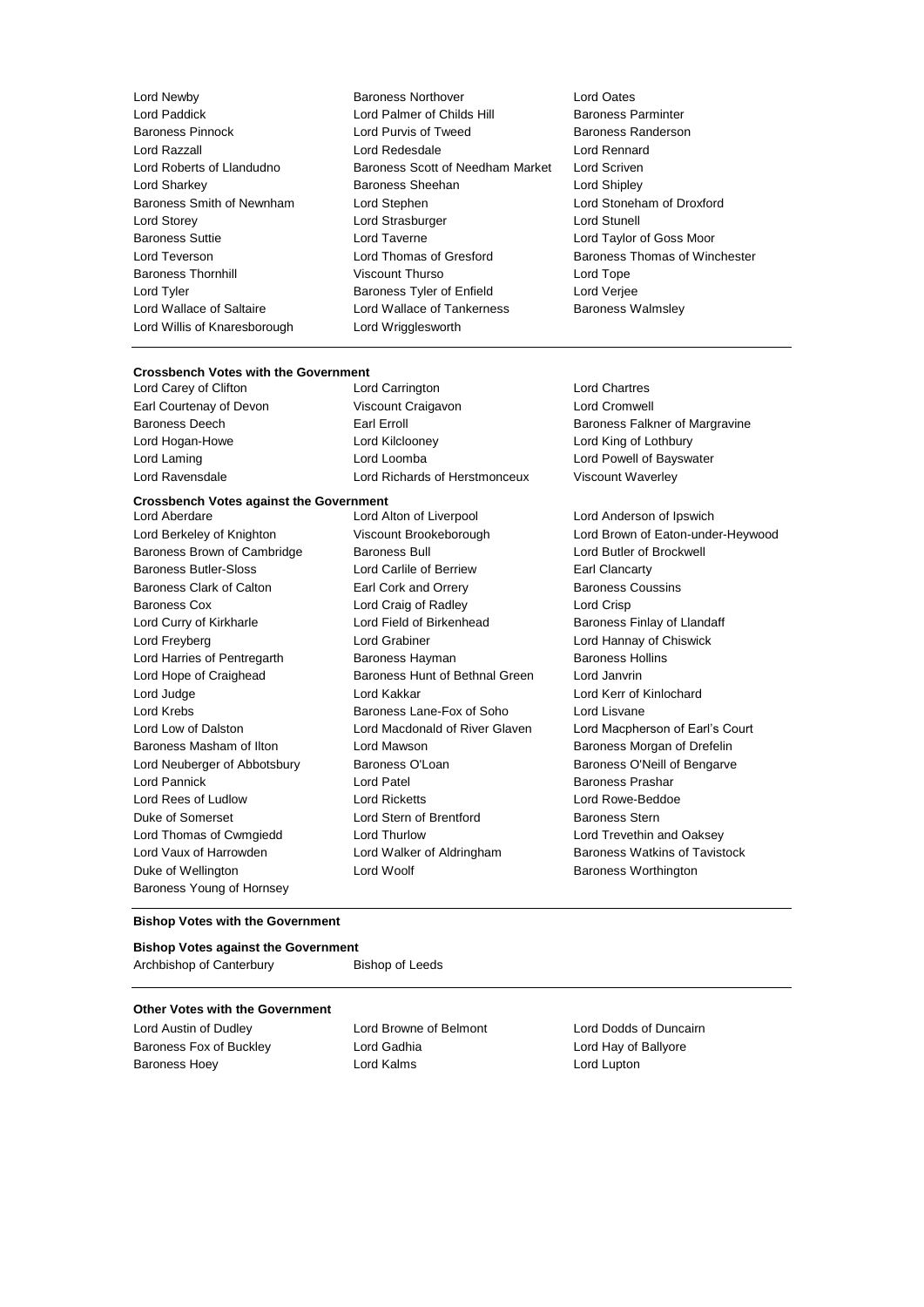Lord Newby
Baroness Northover
Lord Oates
Lord Paddick
Lord Palmer of Childs Hill
Baroness Parminter
Baroness Pinnock
Lord Purvis of Tweed
Baroness Randerson
Lord Razzall
Lord Redesdale
Lord Rennard
Lord Roberts of Llandudno
Baroness Scott of Needham Market
Lord Scriven
Lord Sharkey
Baroness Sheehan
Lord Shipley
Baroness Smith of Newnham
Lord Stephen
Lord Stoneham of Droxford
Lord Storey
Lord Strasburger
Lord Stunell
Baroness Suttie
Lord Taverne
Lord Taylor of Goss Moor
Lord Teverson
Lord Thomas of Gresford
Baroness Thomas of Winchester
Baroness Thornhill
Viscount Thurso
Lord Tope
Lord Tyler
Baroness Tyler of Enfield
Lord Verjee
Lord Wallace of Saltaire
Lord Wallace of Tankerness
Baroness Walmsley
Lord Willis of Knaresborough
Lord Wrigglesworth

**Crossbench Votes with the Government**

Lord Carey of Clifton
Lord Carrington
Lord Chartres
Earl Courtenay of Devon
Viscount Craigavon
Lord Cromwell
Baroness Deech
Earl Erroll
Baroness Falkner of Margravine
Lord Hogan-Howe
Lord Kilclooney
Lord King of Lothbury
Lord Laming
Lord Loomba
Lord Powell of Bayswater
Lord Ravensdale
Lord Richards of Herstmonceux
Viscount Waverley

**Crossbench Votes against the Government**

Lord Aberdare
Lord Alton of Liverpool
Lord Anderson of Ipswich
Lord Berkeley of Knighton
Viscount Brookeborough
Lord Brown of Eaton-under-Heywood
Baroness Brown of Cambridge
Baroness Bull
Lord Butler of Brockwell
Baroness Butler-Sloss
Lord Carlile of Berriew
Earl Clancarty
Baroness Clark of Calton
Earl Cork and Orrery
Baroness Coussins
Baroness Cox
Lord Craig of Radley
Lord Crisp
Lord Curry of Kirkharle
Lord Field of Birkenhead
Baroness Finlay of Llandaff
Lord Freyberg
Lord Grabiner
Lord Hannay of Chiswick
Lord Harries of Pentregarth
Baroness Hayman
Baroness Hollins
Lord Hope of Craighead
Baroness Hunt of Bethnal Green
Lord Janvrin
Lord Judge
Lord Kakkar
Lord Kerr of Kinlochard
Lord Krebs
Baroness Lane-Fox of Soho
Lord Lisvane
Lord Low of Dalston
Lord Macdonald of River Glaven
Lord Macpherson of Earl's Court
Baroness Masham of Ilton
Lord Mawson
Baroness Morgan of Drefelin
Lord Neuberger of Abbotsbury
Baroness O'Loan
Baroness O'Neill of Bengarve
Lord Pannick
Lord Patel
Baroness Prashar
Lord Rees of Ludlow
Lord Ricketts
Lord Rowe-Beddoe
Duke of Somerset
Lord Stern of Brentford
Baroness Stern
Lord Thomas of Cwmgiedd
Lord Thurlow
Lord Trevethin and Oaksey
Lord Vaux of Harrowden
Lord Walker of Aldringham
Baroness Watkins of Tavistock
Duke of Wellington
Lord Woolf
Baroness Worthington
Baroness Young of Hornsey

**Bishop Votes with the Government**

**Bishop Votes against the Government**

Archbishop of Canterbury
Bishop of Leeds

**Other Votes with the Government**

Lord Austin of Dudley
Lord Browne of Belmont
Lord Dodds of Duncairn
Baroness Fox of Buckley
Lord Gadhia
Lord Hay of Ballyore
Baroness Hoey
Lord Kalms
Lord Lupton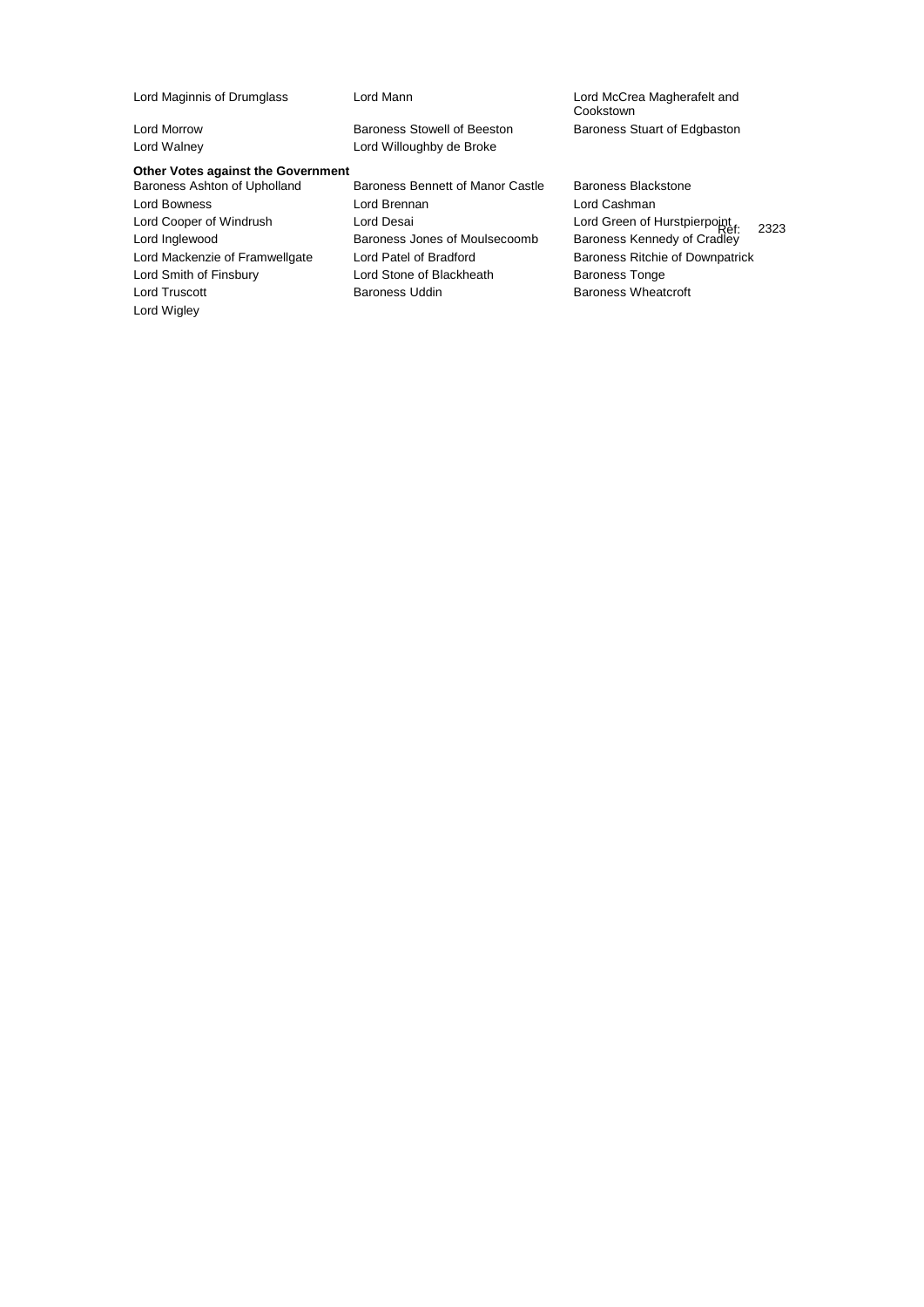Lord Maginnis of Drumglass
Lord Mann
Lord McCrea Magherafelt and Cookstown
Lord Morrow
Baroness Stowell of Beeston
Baroness Stuart of Edgbaston
Lord Walney
Lord Willoughby de Broke

**Other Votes against the Government**

Baroness Ashton of Upholland
Baroness Bennett of Manor Castle
Baroness Blackstone
Lord Bowness
Lord Brennan
Lord Cashman
Lord Cooper of Windrush
Lord Desai
Lord Green of Hurstpierpoint
Lord Inglewood
Baroness Jones of Moulsecoomb
Baroness Kennedy of Cradley
Lord Mackenzie of Framwellgate
Lord Patel of Bradford
Baroness Ritchie of Downpatrick
Lord Smith of Finsbury
Lord Stone of Blackheath
Baroness Tonge
Lord Truscott
Baroness Uddin
Baroness Wheatcroft
Lord Wigley

Ref: 2323